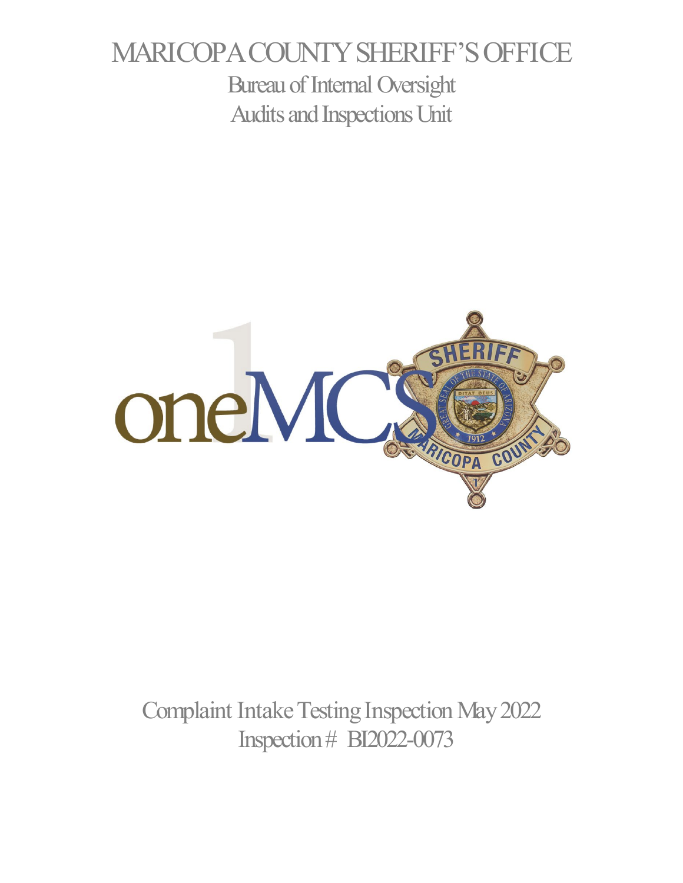# MARICOPA COUNTY SHERIFF'S OFFICE

## Bureau of Internal Oversight

## Audits and Inspections Unit

Complaint Intake Testing Inspection May 2022

Inspection # BI2022-0073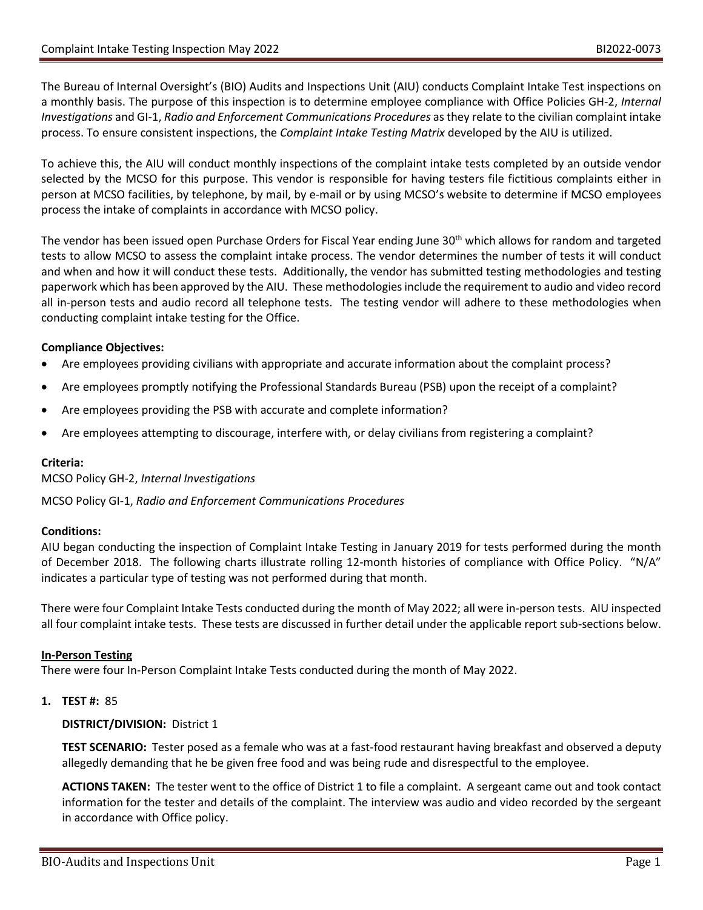The Bureau of Internal Oversight's (BIO) Audits and Inspections Unit (AIU) conducts Complaint Intake Test inspections on a monthly basis. The purpose of this inspection is to determine employee compliance with Office Policies GH-2, *Internal Investigations* and GI-1, *Radio and Enforcement Communications Procedures* as they relate to the civilian complaint intake process. To ensure consistent inspections, the *Complaint Intake Testing Matrix* developed by the AIU is utilized.

To achieve this, the AIU will conduct monthly inspections of the complaint intake tests completed by an outside vendor selected by the MCSO for this purpose. This vendor is responsible for having testers file fictitious complaints either in person at MCSO facilities, by telephone, by mail, by e-mail or by using MCSO's website to determine if MCSO employees process the intake of complaints in accordance with MCSO policy.

The vendor has been issued open Purchase Orders for Fiscal Year ending June 30th which allows for random and targeted tests to allow MCSO to assess the complaint intake process. The vendor determines the number of tests it will conduct and when and how it will conduct these tests. Additionally, the vendor has submitted testing methodologies and testing paperwork which has been approved by the AIU. These methodologies include the requirement to audio and video record all in-person tests and audio record all telephone tests. The testing vendor will adhere to these methodologies when conducting complaint intake testing for the Office.

**Compliance Objectives:**

- Are employees providing civilians with appropriate and accurate information about the complaint process?
- Are employees promptly notifying the Professional Standards Bureau (PSB) upon the receipt of a complaint?
- Are employees providing the PSB with accurate and complete information?
- Are employees attempting to discourage, interfere with, or delay civilians from registering a complaint?

**Criteria:**

MCSO Policy GH-2, *Internal Investigations*

MCSO Policy GI-1, *Radio and Enforcement Communications Procedures*

**Conditions:**

AIU began conducting the inspection of Complaint Intake Testing in January 2019 for tests performed during the month of December 2018. The following charts illustrate rolling 12-month histories of compliance with Office Policy. "N/A" indicates a particular type of testing was not performed during that month.

There were four Complaint Intake Tests conducted during the month of May 2022; all were in-person tests. AIU inspected all four complaint intake tests. These tests are discussed in further detail under the applicable report sub-sections below.

**In-Person Testing**

There were four In-Person Complaint Intake Tests conducted during the month of May 2022.

1. **TEST #:** 85

   **DISTRICT/DIVISION:** District 1

   **TEST SCENARIO:** Tester posed as a female who was at a fast-food restaurant having breakfast and observed a deputy allegedly demanding that he be given free food and was being rude and disrespectful to the employee.

   **ACTIONS TAKEN:** The tester went to the office of District 1 to file a complaint. A sergeant came out and took contact information for the tester and details of the complaint. The interview was audio and video recorded by the sergeant in accordance with Office policy.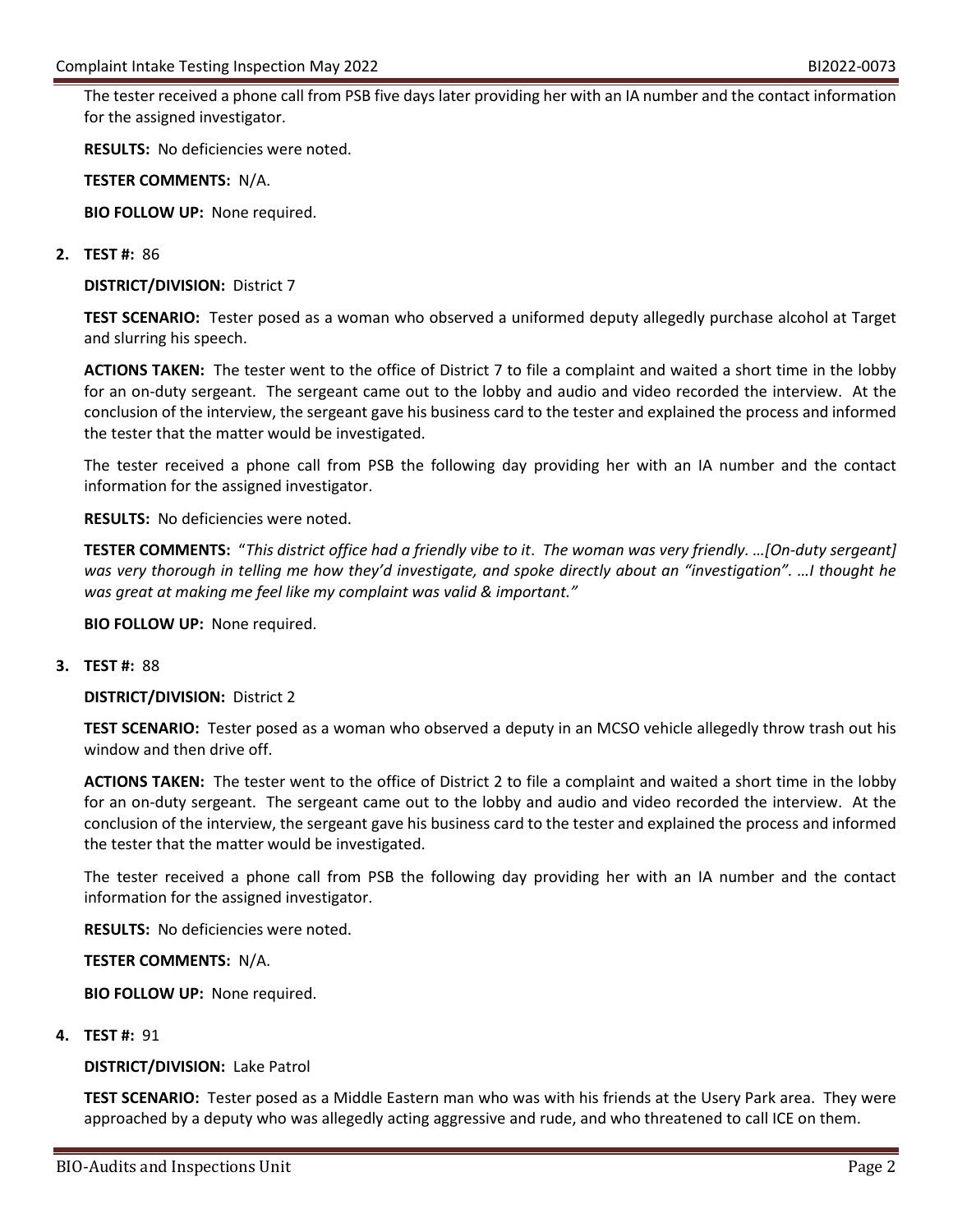The tester received a phone call from PSB five days later providing her with an IA number and the contact information for the assigned investigator.

**RESULTS:** No deficiencies were noted.

**TESTER COMMENTS:** N/A.

**BIO FOLLOW UP:** None required.

2. **TEST #:** 86

   **DISTRICT/DIVISION:** District 7

   **TEST SCENARIO:** Tester posed as a woman who observed a uniformed deputy allegedly purchase alcohol at Target and slurring his speech.

   **ACTIONS TAKEN:** The tester went to the office of District 7 to file a complaint and waited a short time in the lobby for an on-duty sergeant. The sergeant came out to the lobby and audio and video recorded the interview. At the conclusion of the interview, the sergeant gave his business card to the tester and explained the process and informed the tester that the matter would be investigated.

   The tester received a phone call from PSB the following day providing her with an IA number and the contact information for the assigned investigator.

   **RESULTS:** No deficiencies were noted.

   **TESTER COMMENTS:** "*This district office had a friendly vibe to it. The woman was very friendly. …[On-duty sergeant] was very thorough in telling me how they'd investigate, and spoke directly about an "investigation". …I thought he was great at making me feel like my complaint was valid & important."*

   **BIO FOLLOW UP:** None required.

3. **TEST #:** 88

   **DISTRICT/DIVISION:** District 2

   **TEST SCENARIO:** Tester posed as a woman who observed a deputy in an MCSO vehicle allegedly throw trash out his window and then drive off.

   **ACTIONS TAKEN:** The tester went to the office of District 2 to file a complaint and waited a short time in the lobby for an on-duty sergeant. The sergeant came out to the lobby and audio and video recorded the interview. At the conclusion of the interview, the sergeant gave his business card to the tester and explained the process and informed the tester that the matter would be investigated.

   The tester received a phone call from PSB the following day providing her with an IA number and the contact information for the assigned investigator.

   **RESULTS:** No deficiencies were noted.

   **TESTER COMMENTS:** N/A.

   **BIO FOLLOW UP:** None required.

4. **TEST #:** 91

   **DISTRICT/DIVISION:** Lake Patrol

   **TEST SCENARIO:** Tester posed as a Middle Eastern man who was with his friends at the Usery Park area. They were approached by a deputy who was allegedly acting aggressive and rude, and who threatened to call ICE on them.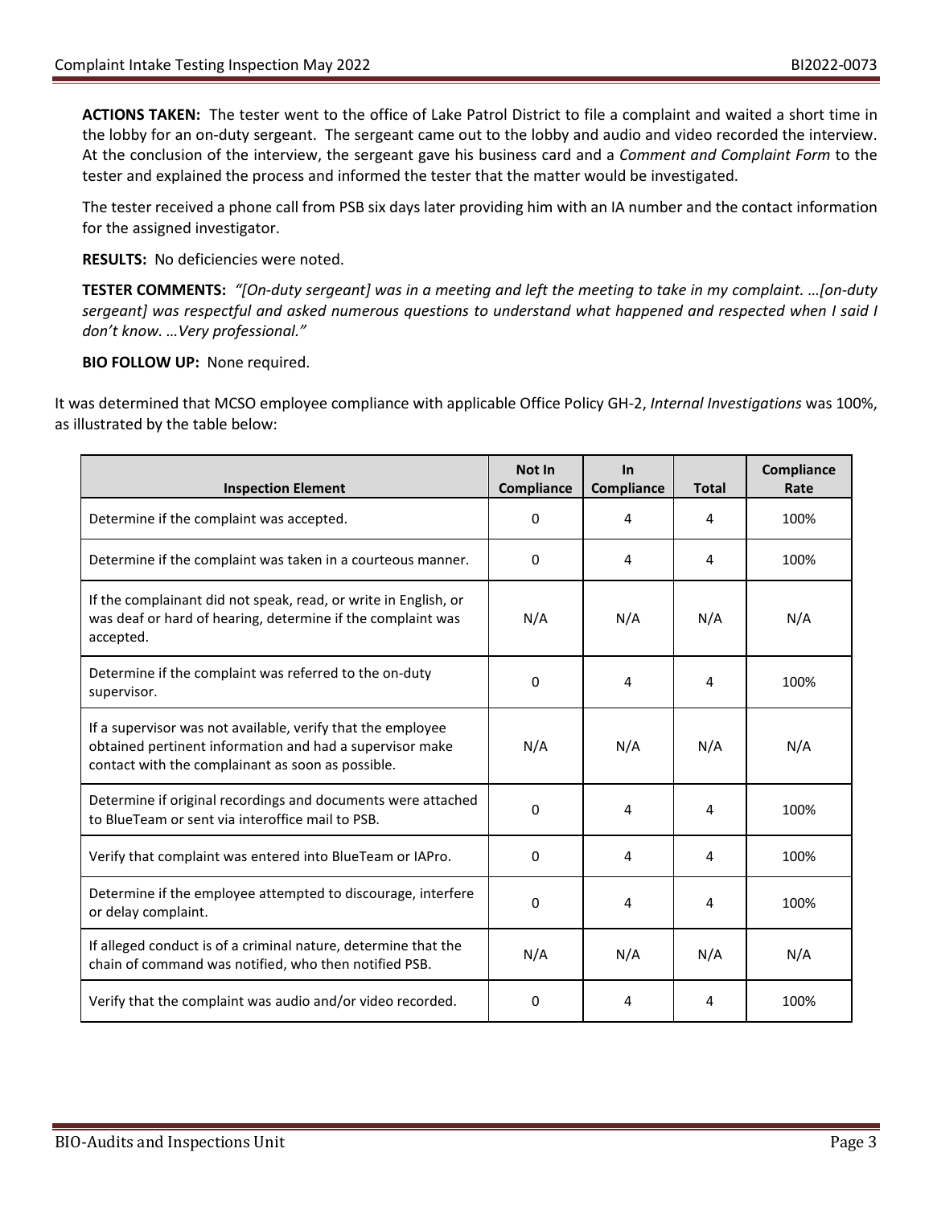**ACTIONS TAKEN:** The tester went to the office of Lake Patrol District to file a complaint and waited a short time in the lobby for an on-duty sergeant. The sergeant came out to the lobby and audio and video recorded the interview. At the conclusion of the interview, the sergeant gave his business card and a *Comment and Complaint Form* to the tester and explained the process and informed the tester that the matter would be investigated.

The tester received a phone call from PSB six days later providing him with an IA number and the contact information for the assigned investigator.

**RESULTS:** No deficiencies were noted.

**TESTER COMMENTS:** *"[On-duty sergeant] was in a meeting and left the meeting to take in my complaint. …[on-duty sergeant] was respectful and asked numerous questions to understand what happened and respected when I said I don't know. …Very professional."*

**BIO FOLLOW UP:** None required.

It was determined that MCSO employee compliance with applicable Office Policy GH-2, *Internal Investigations* was 100%, as illustrated by the table below:

| Inspection Element | Not In Compliance | In Compliance | Total | Compliance Rate |
|---|---|---|---|---|
| Determine if the complaint was accepted. | 0 | 4 | 4 | 100% |
| Determine if the complaint was taken in a courteous manner. | 0 | 4 | 4 | 100% |
| If the complainant did not speak, read, or write in English, or was deaf or hard of hearing, determine if the complaint was accepted. | N/A | N/A | N/A | N/A |
| Determine if the complaint was referred to the on-duty supervisor. | 0 | 4 | 4 | 100% |
| If a supervisor was not available, verify that the employee obtained pertinent information and had a supervisor make contact with the complainant as soon as possible. | N/A | N/A | N/A | N/A |
| Determine if original recordings and documents were attached to BlueTeam or sent via interoffice mail to PSB. | 0 | 4 | 4 | 100% |
| Verify that complaint was entered into BlueTeam or IAPro. | 0 | 4 | 4 | 100% |
| Determine if the employee attempted to discourage, interfere or delay complaint. | 0 | 4 | 4 | 100% |
| If alleged conduct is of a criminal nature, determine that the chain of command was notified, who then notified PSB. | N/A | N/A | N/A | N/A |
| Verify that the complaint was audio and/or video recorded. | 0 | 4 | 4 | 100% |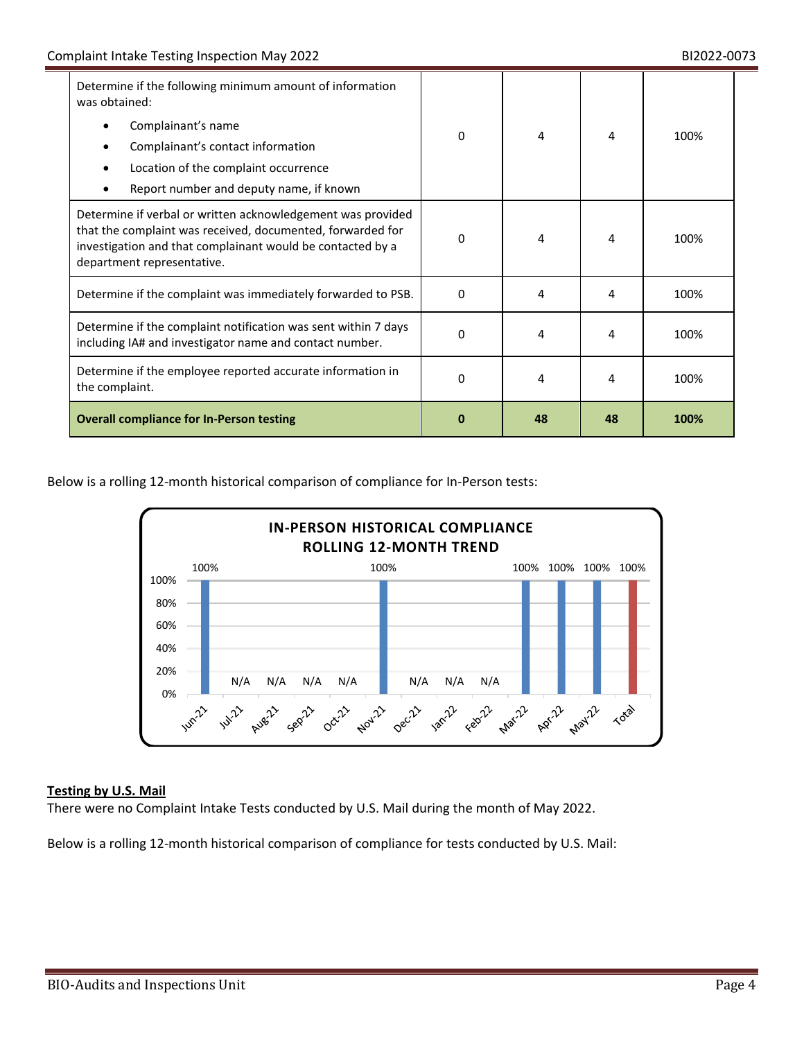| | | | | |
|---|---|---|---|---|
| Determine if the following minimum amount of information was obtained:<br>• Complainant's name<br>• Complainant's contact information<br>• Location of the complaint occurrence<br>• Report number and deputy name, if known | 0 | 4 | 4 | 100% |
| Determine if verbal or written acknowledgement was provided that the complaint was received, documented, forwarded for investigation and that complainant would be contacted by a department representative. | 0 | 4 | 4 | 100% |
| Determine if the complaint was immediately forwarded to PSB. | 0 | 4 | 4 | 100% |
| Determine if the complaint notification was sent within 7 days including IA# and investigator name and contact number. | 0 | 4 | 4 | 100% |
| Determine if the employee reported accurate information in the complaint. | 0 | 4 | 4 | 100% |
| **Overall compliance for In-Person testing** | **0** | **48** | **48** | **100%** |

Below is a rolling 12-month historical comparison of compliance for In-Person tests:

**IN-PERSON HISTORICAL COMPLIANCE ROLLING 12-MONTH TREND**

| Jun-21 | Jul-21 | Aug-21 | Sep-21 | Oct-21 | Nov-21 | Dec-21 | Jan-22 | Feb-22 | Mar-22 | Apr-22 | May-22 | Total |
|---|---|---|---|---|---|---|---|---|---|---|---|---|
| 100% | N/A | N/A | N/A | N/A | 100% | N/A | N/A | N/A | 100% | 100% | 100% | 100% |

**Testing by U.S. Mail**

There were no Complaint Intake Tests conducted by U.S. Mail during the month of May 2022.

Below is a rolling 12-month historical comparison of compliance for tests conducted by U.S. Mail: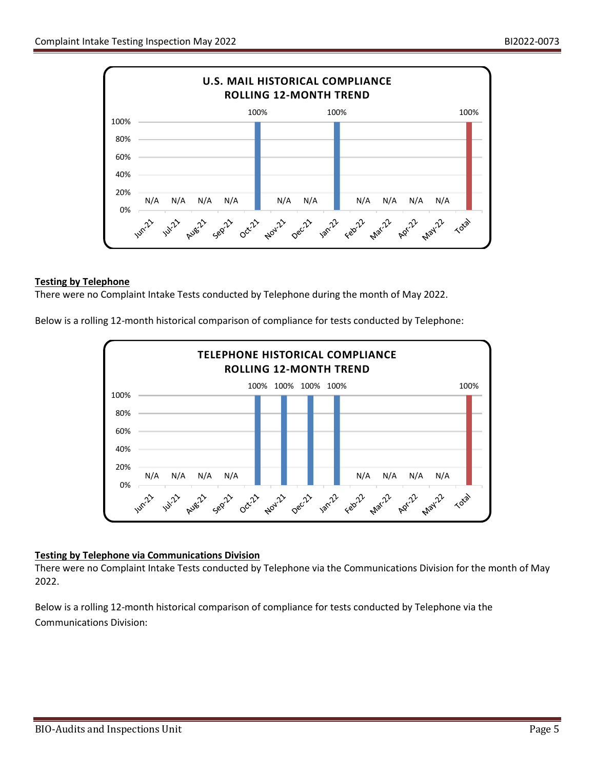**U.S. MAIL HISTORICAL COMPLIANCE ROLLING 12-MONTH TREND**

| Jun-21 | Jul-21 | Aug-21 | Sep-21 | Oct-21 | Nov-21 | Dec-21 | Jan-22 | Feb-22 | Mar-22 | Apr-22 | May-22 | Total |
|---|---|---|---|---|---|---|---|---|---|---|---|---|
| N/A | N/A | N/A | N/A | 100% | N/A | N/A | 100% | N/A | N/A | N/A | N/A | 100% |

**Testing by Telephone**

There were no Complaint Intake Tests conducted by Telephone during the month of May 2022.

Below is a rolling 12-month historical comparison of compliance for tests conducted by Telephone:

**TELEPHONE HISTORICAL COMPLIANCE ROLLING 12-MONTH TREND**

| Jun-21 | Jul-21 | Aug-21 | Sep-21 | Oct-21 | Nov-21 | Dec-21 | Jan-22 | Feb-22 | Mar-22 | Apr-22 | May-22 | Total |
|---|---|---|---|---|---|---|---|---|---|---|---|---|
| N/A | N/A | N/A | N/A | 100% | 100% | 100% | 100% | N/A | N/A | N/A | N/A | 100% |

**Testing by Telephone via Communications Division**

There were no Complaint Intake Tests conducted by Telephone via the Communications Division for the month of May 2022.

Below is a rolling 12-month historical comparison of compliance for tests conducted by Telephone via the Communications Division: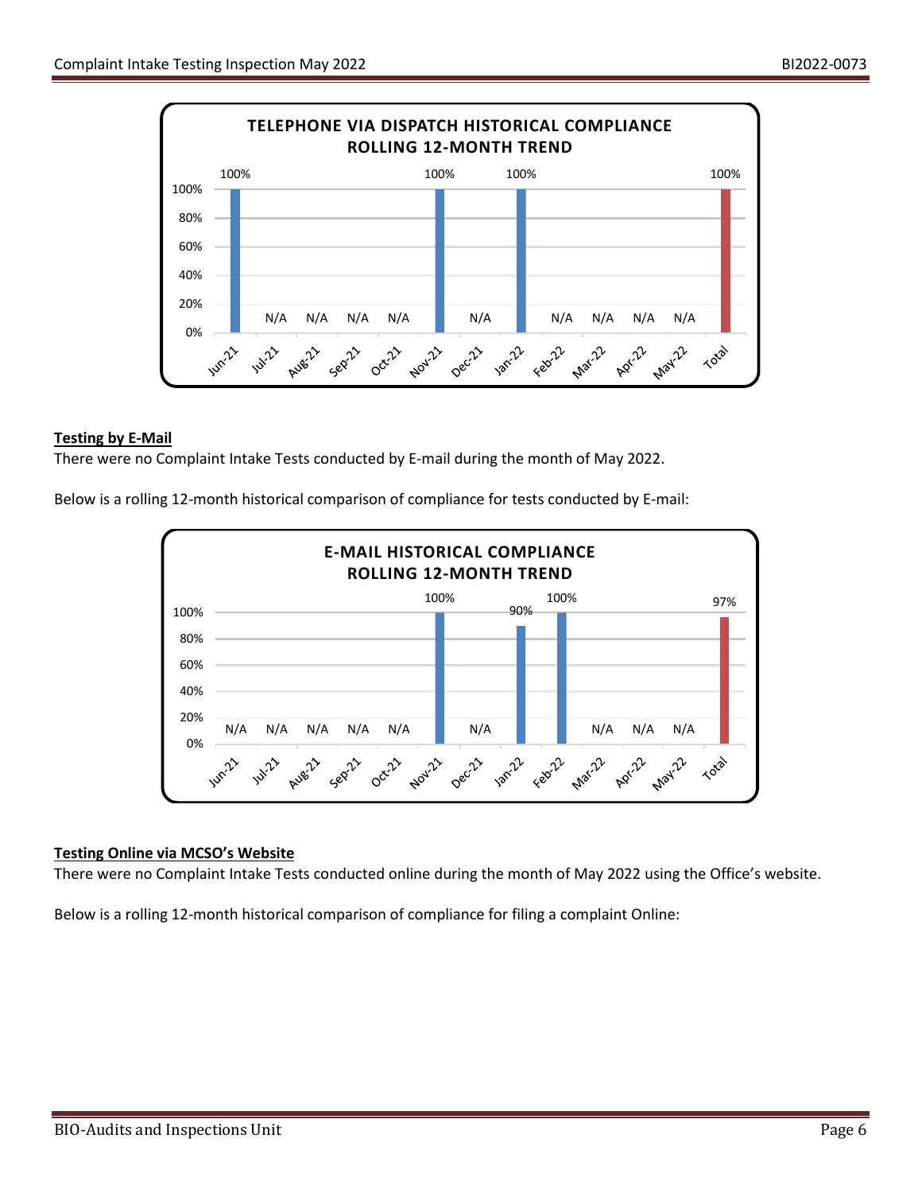**TELEPHONE VIA DISPATCH HISTORICAL COMPLIANCE ROLLING 12-MONTH TREND**

| Jun-21 | Jul-21 | Aug-21 | Sep-21 | Oct-21 | Nov-21 | Dec-21 | Jan-22 | Feb-22 | Mar-22 | Apr-22 | May-22 | Total |
|---|---|---|---|---|---|---|---|---|---|---|---|---|
| 100% | N/A | N/A | N/A | N/A | 100% | N/A | 100% | N/A | N/A | N/A | N/A | 100% |

**Testing by E-Mail**

There were no Complaint Intake Tests conducted by E-mail during the month of May 2022.

Below is a rolling 12-month historical comparison of compliance for tests conducted by E-mail:

**E-MAIL HISTORICAL COMPLIANCE ROLLING 12-MONTH TREND**

| Jun-21 | Jul-21 | Aug-21 | Sep-21 | Oct-21 | Nov-21 | Dec-21 | Jan-22 | Feb-22 | Mar-22 | Apr-22 | May-22 | Total |
|---|---|---|---|---|---|---|---|---|---|---|---|---|
| N/A | N/A | N/A | N/A | N/A | 100% | N/A | 90% | 100% | N/A | N/A | N/A | 97% |

**Testing Online via MCSO's Website**

There were no Complaint Intake Tests conducted online during the month of May 2022 using the Office's website.

Below is a rolling 12-month historical comparison of compliance for filing a complaint Online: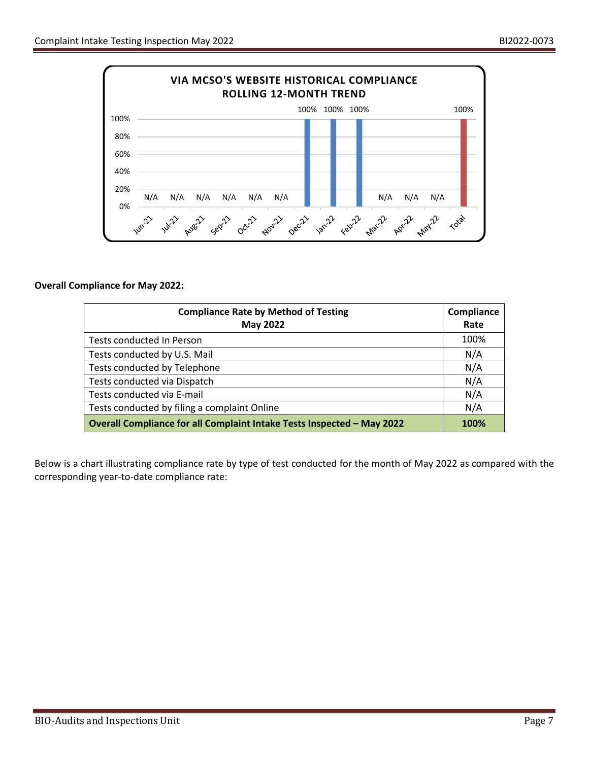**VIA MCSO'S WEBSITE HISTORICAL COMPLIANCE ROLLING 12-MONTH TREND**

| Month | Compliance |
|---|---|
| Jun-21 | N/A |
| Jul-21 | N/A |
| Aug-21 | N/A |
| Sep-21 | N/A |
| Oct-21 | N/A |
| Nov-21 | N/A |
| Dec-21 | 100% |
| Jan-22 | 100% |
| Feb-22 | 100% |
| Mar-22 | N/A |
| Apr-22 | N/A |
| May-22 | N/A |
| Total | 100% |

**Overall Compliance for May 2022:**

| Compliance Rate by Method of Testing May 2022 | Compliance Rate |
|---|---|
| Tests conducted In Person | 100% |
| Tests conducted by U.S. Mail | N/A |
| Tests conducted by Telephone | N/A |
| Tests conducted via Dispatch | N/A |
| Tests conducted via E-mail | N/A |
| Tests conducted by filing a complaint Online | N/A |
| **Overall Compliance for all Complaint Intake Tests Inspected – May 2022** | **100%** |

Below is a chart illustrating compliance rate by type of test conducted for the month of May 2022 as compared with the corresponding year-to-date compliance rate: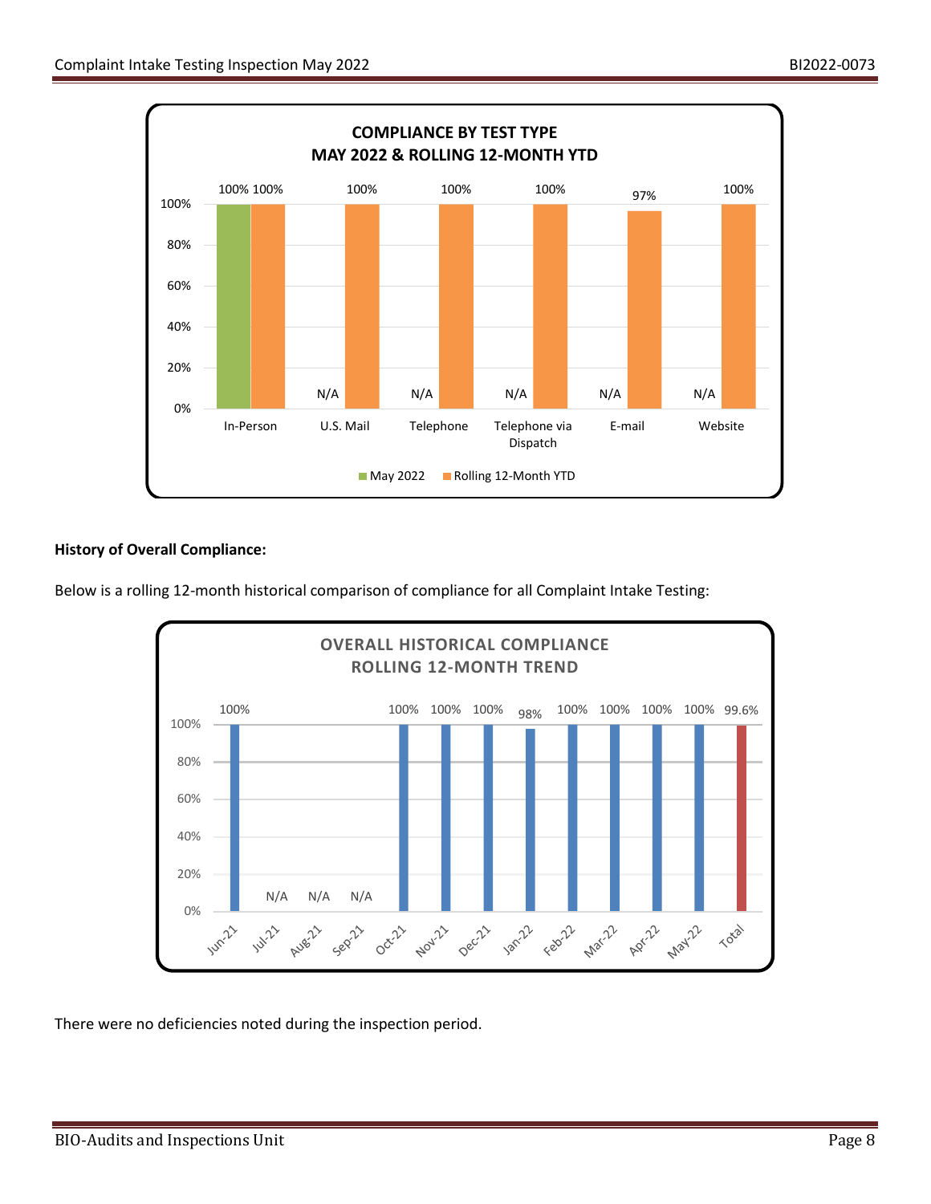**COMPLIANCE BY TEST TYPE**
**MAY 2022 & ROLLING 12-MONTH YTD**

| Test Type | May 2022 | Rolling 12-Month YTD |
| --- | --- | --- |
| In-Person | 100% | 100% |
| U.S. Mail | N/A | 100% |
| Telephone | N/A | 100% |
| Telephone via Dispatch | N/A | 100% |
| E-mail | N/A | 97% |
| Website | N/A | 100% |

**History of Overall Compliance:**

Below is a rolling 12-month historical comparison of compliance for all Complaint Intake Testing:

**OVERALL HISTORICAL COMPLIANCE**
**ROLLING 12-MONTH TREND**

| Month | Compliance |
| --- | --- |
| Jun-21 | 100% |
| Jul-21 | N/A |
| Aug-21 | N/A |
| Sep-21 | N/A |
| Oct-21 | 100% |
| Nov-21 | 100% |
| Dec-21 | 100% |
| Jan-22 | 98% |
| Feb-22 | 100% |
| Mar-22 | 100% |
| Apr-22 | 100% |
| May-22 | 100% |
| Total | 99.6% |

There were no deficiencies noted during the inspection period.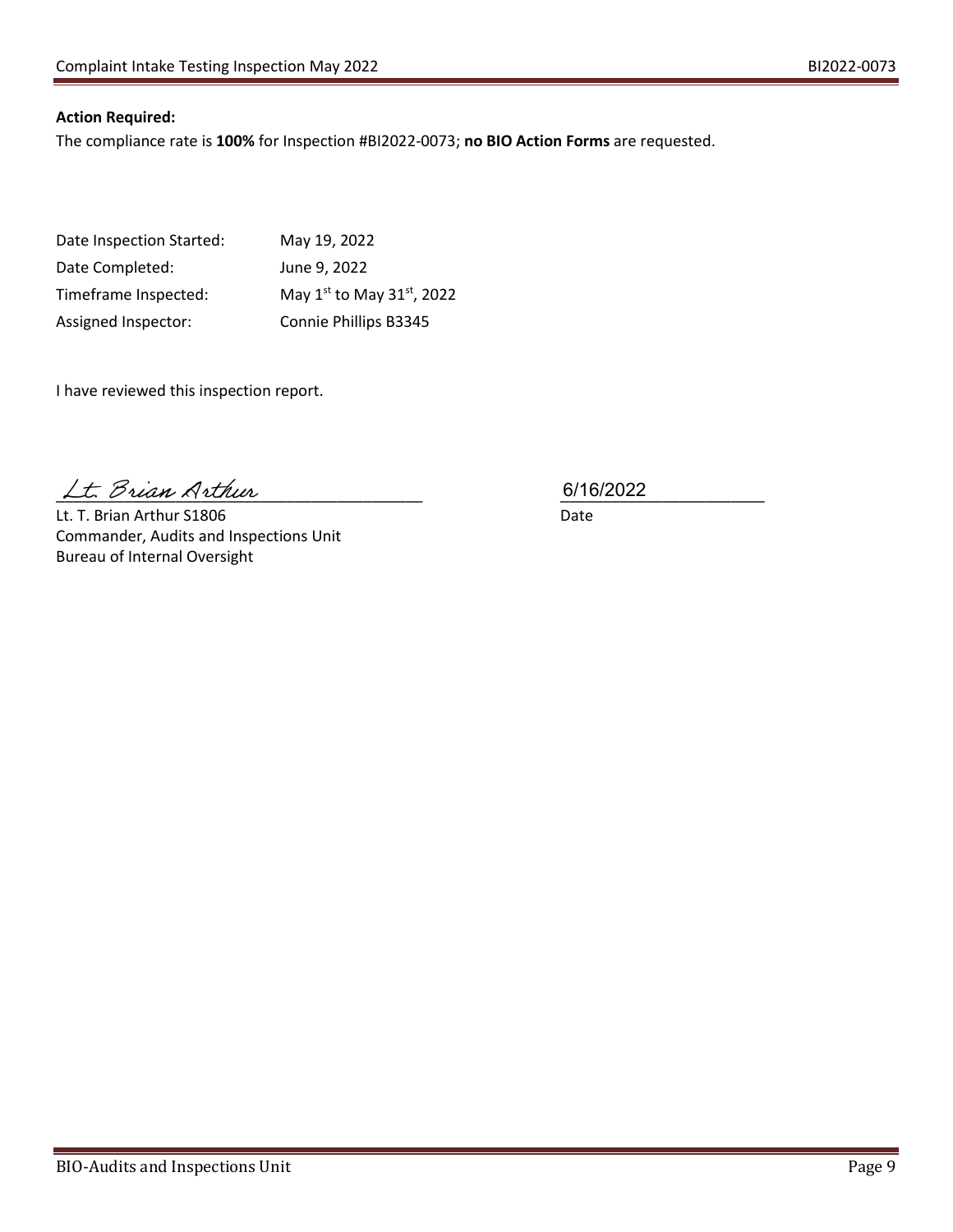**Action Required:**

The compliance rate is **100%** for Inspection #BI2022-0073; **no BIO Action Forms** are requested.

| | |
|---|---|
| Date Inspection Started: | May 19, 2022 |
| Date Completed: | June 9, 2022 |
| Timeframe Inspected: | May 1st to May 31st, 2022 |
| Assigned Inspector: | Connie Phillips B3345 |

I have reviewed this inspection report.

*Lt. Brian Arthur* 6/16/2022

Lt. T. Brian Arthur S1806
Commander, Audits and Inspections Unit
Bureau of Internal Oversight

Date